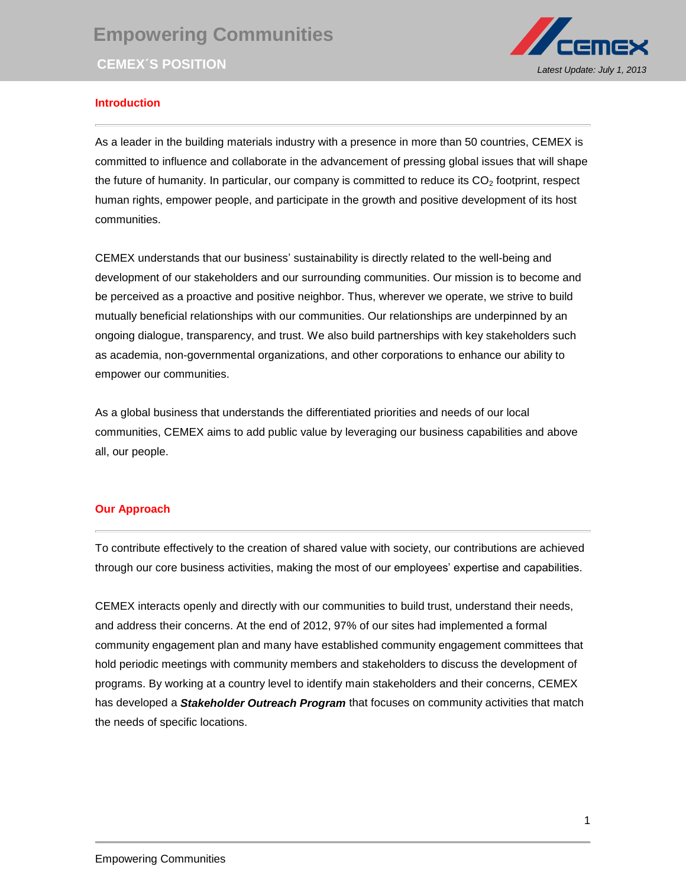# Empowering Communities

## CEMEX´S POSITION

*Latest Update: July 1, 2013*

### Introduction

As a leader in the building materials industry with a presence in more than 50 countries, CEMEX is committed to influence and collaborate in the advancement of pressing global issues that will shape the future of humanity. In particular, our company is committed to reduce its $CO_2$ footprint, respect human rights, empower people, and participate in the growth and positive development of its host communities.

CEMEX understands that our business' sustainability is directly related to the well-being and development of our stakeholders and our surrounding communities. Our mission is to become and be perceived as a proactive and positive neighbor. Thus, wherever we operate, we strive to build mutually beneficial relationships with our communities. Our relationships are underpinned by an ongoing dialogue, transparency, and trust. We also build partnerships with key stakeholders such as academia, non-governmental organizations, and other corporations to enhance our ability to empower our communities.

As a global business that understands the differentiated priorities and needs of our local communities, CEMEX aims to add public value by leveraging our business capabilities and above all, our people.

### Our Approach

To contribute effectively to the creation of shared value with society, our contributions are achieved through our core business activities, making the most of our employees' expertise and capabilities.

CEMEX interacts openly and directly with our communities to build trust, understand their needs, and address their concerns. At the end of 2012, 97% of our sites had implemented a formal community engagement plan and many have established community engagement committees that hold periodic meetings with community members and stakeholders to discuss the development of programs. By working at a country level to identify main stakeholders and their concerns, CEMEX has developed a ***Stakeholder Outreach Program*** that focuses on community activities that match the needs of specific locations.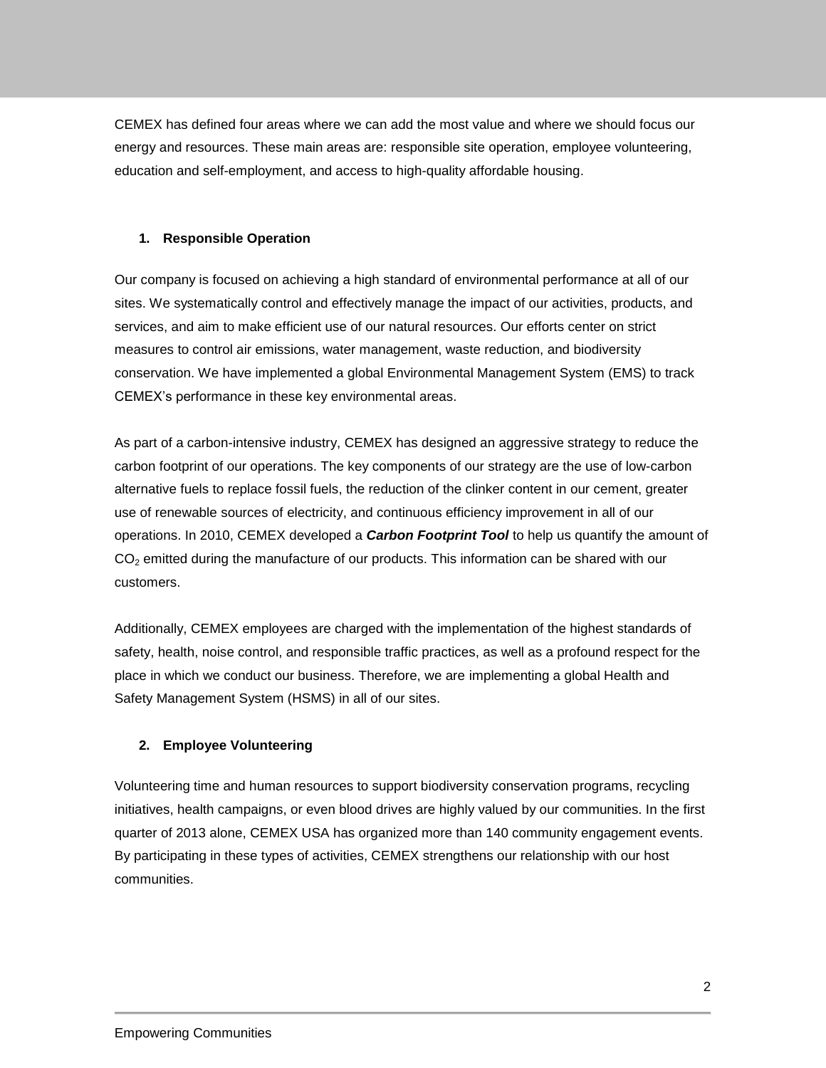CEMEX has defined four areas where we can add the most value and where we should focus our energy and resources. These main areas are: responsible site operation, employee volunteering, education and self-employment, and access to high-quality affordable housing.

## 1. Responsible Operation

Our company is focused on achieving a high standard of environmental performance at all of our sites. We systematically control and effectively manage the impact of our activities, products, and services, and aim to make efficient use of our natural resources. Our efforts center on strict measures to control air emissions, water management, waste reduction, and biodiversity conservation. We have implemented a global Environmental Management System (EMS) to track CEMEX's performance in these key environmental areas.

As part of a carbon-intensive industry, CEMEX has designed an aggressive strategy to reduce the carbon footprint of our operations. The key components of our strategy are the use of low-carbon alternative fuels to replace fossil fuels, the reduction of the clinker content in our cement, greater use of renewable sources of electricity, and continuous efficiency improvement in all of our operations. In 2010, CEMEX developed a ***Carbon Footprint Tool*** to help us quantify the amount of $CO_2$ emitted during the manufacture of our products. This information can be shared with our customers.

Additionally, CEMEX employees are charged with the implementation of the highest standards of safety, health, noise control, and responsible traffic practices, as well as a profound respect for the place in which we conduct our business. Therefore, we are implementing a global Health and Safety Management System (HSMS) in all of our sites.

## 2. Employee Volunteering

Volunteering time and human resources to support biodiversity conservation programs, recycling initiatives, health campaigns, or even blood drives are highly valued by our communities. In the first quarter of 2013 alone, CEMEX USA has organized more than 140 community engagement events. By participating in these types of activities, CEMEX strengthens our relationship with our host communities.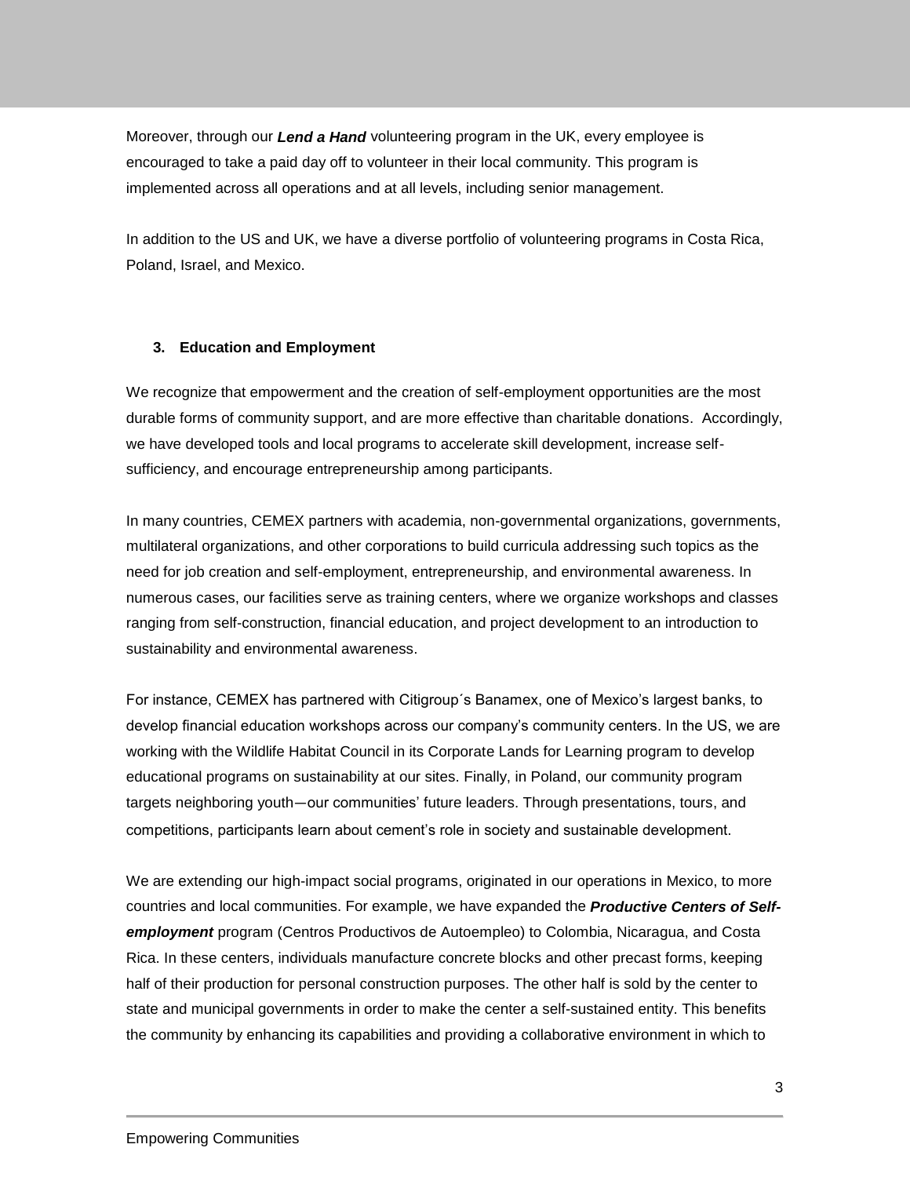Moreover, through our ***Lend a Hand*** volunteering program in the UK, every employee is encouraged to take a paid day off to volunteer in their local community. This program is implemented across all operations and at all levels, including senior management.

In addition to the US and UK, we have a diverse portfolio of volunteering programs in Costa Rica, Poland, Israel, and Mexico.

### 3. Education and Employment

We recognize that empowerment and the creation of self-employment opportunities are the most durable forms of community support, and are more effective than charitable donations. Accordingly, we have developed tools and local programs to accelerate skill development, increase self-sufficiency, and encourage entrepreneurship among participants.

In many countries, CEMEX partners with academia, non-governmental organizations, governments, multilateral organizations, and other corporations to build curricula addressing such topics as the need for job creation and self-employment, entrepreneurship, and environmental awareness. In numerous cases, our facilities serve as training centers, where we organize workshops and classes ranging from self-construction, financial education, and project development to an introduction to sustainability and environmental awareness.

For instance, CEMEX has partnered with Citigroup´s Banamex, one of Mexico's largest banks, to develop financial education workshops across our company's community centers. In the US, we are working with the Wildlife Habitat Council in its Corporate Lands for Learning program to develop educational programs on sustainability at our sites. Finally, in Poland, our community program targets neighboring youth—our communities' future leaders. Through presentations, tours, and competitions, participants learn about cement's role in society and sustainable development.

We are extending our high-impact social programs, originated in our operations in Mexico, to more countries and local communities. For example, we have expanded the ***Productive Centers of Self-employment*** program (Centros Productivos de Autoempleo) to Colombia, Nicaragua, and Costa Rica. In these centers, individuals manufacture concrete blocks and other precast forms, keeping half of their production for personal construction purposes. The other half is sold by the center to state and municipal governments in order to make the center a self-sustained entity. This benefits the community by enhancing its capabilities and providing a collaborative environment in which to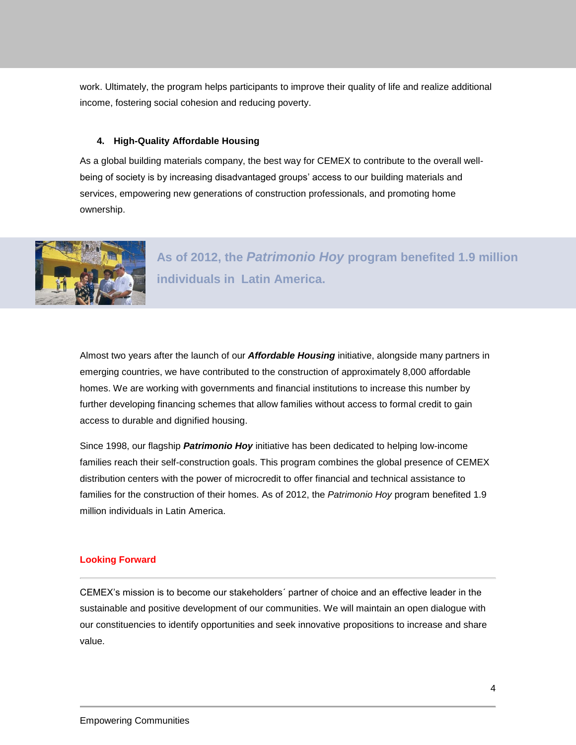work. Ultimately, the program helps participants to improve their quality of life and realize additional income, fostering social cohesion and reducing poverty.

#### 4. High-Quality Affordable Housing

As a global building materials company, the best way for CEMEX to contribute to the overall well-being of society is by increasing disadvantaged groups' access to our building materials and services, empowering new generations of construction professionals, and promoting home ownership.

**As of 2012, the *Patrimonio Hoy* program benefited 1.9 million individuals in Latin America.**

Almost two years after the launch of our ***Affordable Housing*** initiative, alongside many partners in emerging countries, we have contributed to the construction of approximately 8,000 affordable homes. We are working with governments and financial institutions to increase this number by further developing financing schemes that allow families without access to formal credit to gain access to durable and dignified housing.

Since 1998, our flagship ***Patrimonio Hoy*** initiative has been dedicated to helping low-income families reach their self-construction goals. This program combines the global presence of CEMEX distribution centers with the power of microcredit to offer financial and technical assistance to families for the construction of their homes. As of 2012, the *Patrimonio Hoy* program benefited 1.9 million individuals in Latin America.

### Looking Forward

CEMEX's mission is to become our stakeholders´ partner of choice and an effective leader in the sustainable and positive development of our communities. We will maintain an open dialogue with our constituencies to identify opportunities and seek innovative propositions to increase and share value.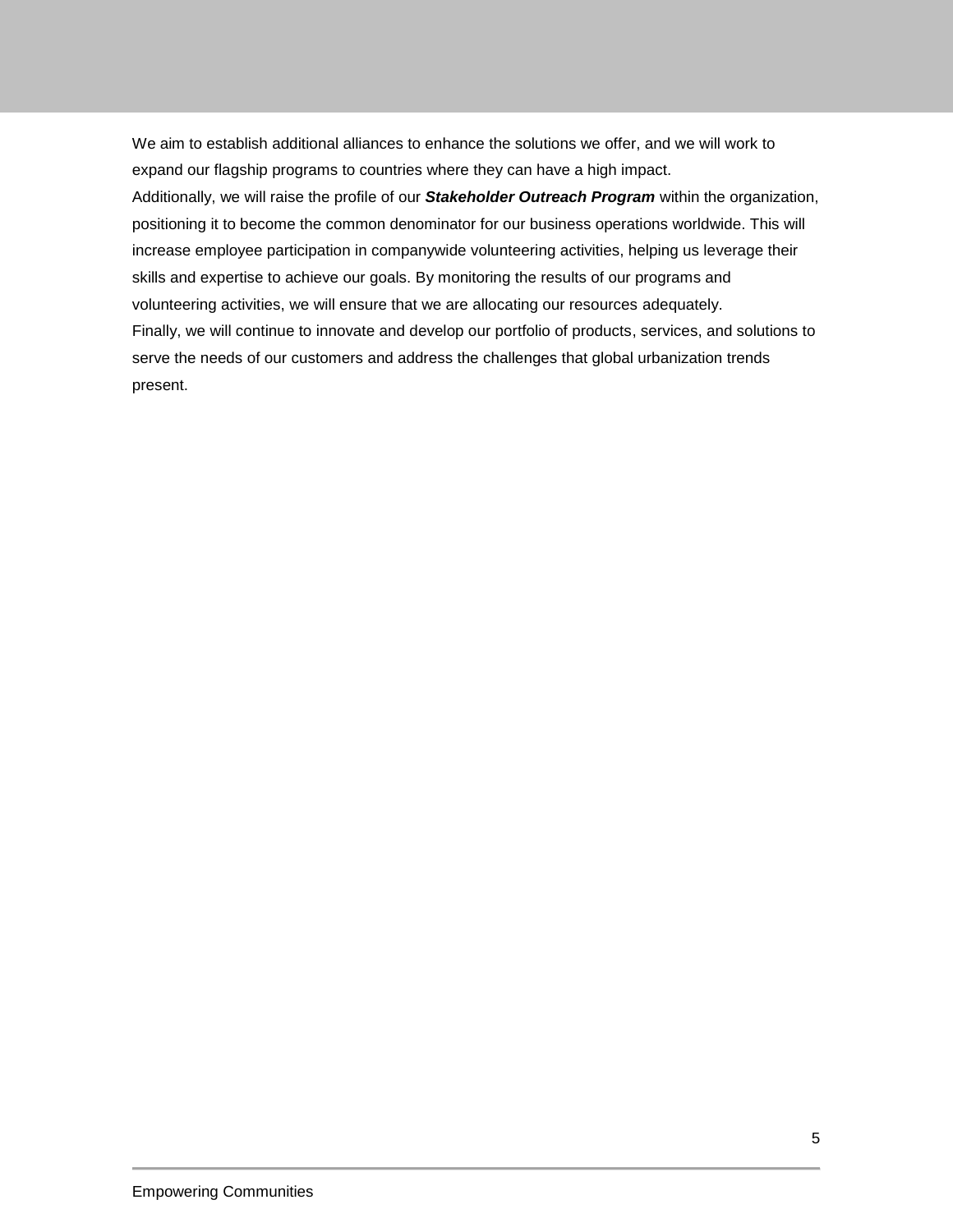We aim to establish additional alliances to enhance the solutions we offer, and we will work to expand our flagship programs to countries where they can have a high impact.

Additionally, we will raise the profile of our ***Stakeholder Outreach Program*** within the organization, positioning it to become the common denominator for our business operations worldwide. This will increase employee participation in companywide volunteering activities, helping us leverage their skills and expertise to achieve our goals. By monitoring the results of our programs and volunteering activities, we will ensure that we are allocating our resources adequately.

Finally, we will continue to innovate and develop our portfolio of products, services, and solutions to serve the needs of our customers and address the challenges that global urbanization trends present.